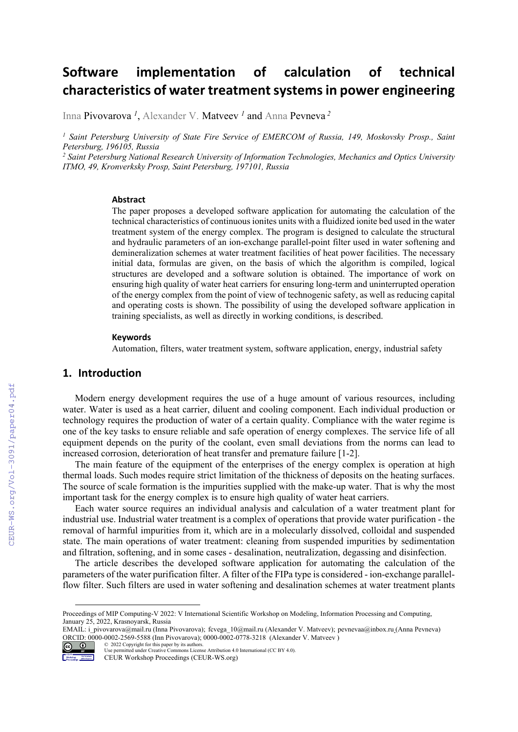# Software implementation of calculation of technical characteristics of water treatment systems in power engineering

Inna Pivovarova [1], Alexander V. Matveev [1] and Anna Pevneva [2]

[1] *Saint Petersburg University of State Fire Service of EMERCOM of Russia, 149, Moskovsky Prosp., Saint Petersburg, 196105, Russia*

[2] *Saint Petersburg National Research University of Information Technologies, Mechanics and Optics University ITMO, 49, Kronverksky Prosp, Saint Petersburg, 197101, Russia*

### Abstract

The paper proposes a developed software application for automating the calculation of the technical characteristics of continuous ionites units with a fluidized ionite bed used in the water treatment system of the energy complex. The program is designed to calculate the structural and hydraulic parameters of an ion-exchange parallel-point filter used in water softening and demineralization schemes at water treatment facilities of heat power facilities. The necessary initial data, formulas are given, on the basis of which the algorithm is compiled, logical structures are developed and a software solution is obtained. The importance of work on ensuring high quality of water heat carriers for ensuring long-term and uninterrupted operation of the energy complex from the point of view of technogenic safety, as well as reducing capital and operating costs is shown. The possibility of using the developed software application in training specialists, as well as directly in working conditions, is described.

### Keywords

Automation, filters, water treatment system, software application, energy, industrial safety

## 1. Introduction

Modern energy development requires the use of a huge amount of various resources, including water. Water is used as a heat carrier, diluent and cooling component. Each individual production or technology requires the production of water of a certain quality. Compliance with the water regime is one of the key tasks to ensure reliable and safe operation of energy complexes. The service life of all equipment depends on the purity of the coolant, even small deviations from the norms can lead to increased corrosion, deterioration of heat transfer and premature failure [1-2].

The main feature of the equipment of the enterprises of the energy complex is operation at high thermal loads. Such modes require strict limitation of the thickness of deposits on the heating surfaces. The source of scale formation is the impurities supplied with the make-up water. That is why the most important task for the energy complex is to ensure high quality of water heat carriers.

Each water source requires an individual analysis and calculation of a water treatment plant for industrial use. Industrial water treatment is a complex of operations that provide water purification - the removal of harmful impurities from it, which are in a molecularly dissolved, colloidal and suspended state. The main operations of water treatment: cleaning from suspended impurities by sedimentation and filtration, softening, and in some cases - desalination, neutralization, degassing and disinfection.

The article describes the developed software application for automating the calculation of the parameters of the water purification filter. A filter of the FIPa type is considered - ion-exchange parallel-flow filter. Such filters are used in water softening and desalination schemes at water treatment plants

---

Proceedings of MIP Computing-V 2022: V International Scientific Workshop on Modeling, Information Processing and Computing, January 25, 2022, Krasnoyarsk, Russia

EMAIL: i_pivovarova@mail.ru (Inna Pivovarova); fcvega_10@mail.ru (Alexander V. Matveev); pevnevaa@inbox.ru (Anna Pevneva)

ORCID: 0000-0002-2569-5588 (Inn Pivovarova); 0000-0002-0778-3218 (Alexander V. Matveev )

© 2022 Copyright for this paper by its authors.
Use permitted under Creative Commons License Attribution 4.0 International (CC BY 4.0).

CEUR Workshop Proceedings (CEUR-WS.org)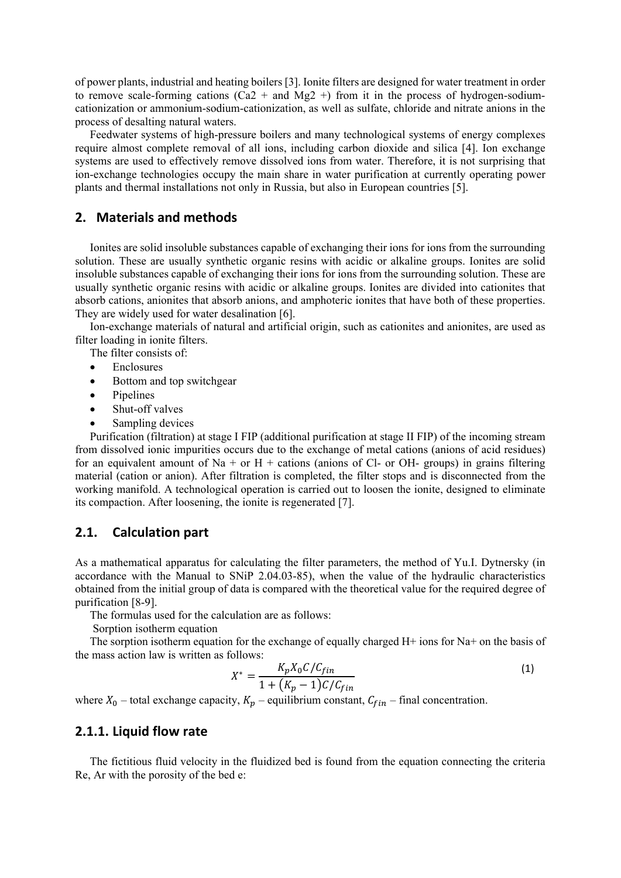of power plants, industrial and heating boilers [3]. Ionite filters are designed for water treatment in order to remove scale-forming cations ($Ca2 +$ and $Mg2 +$) from it in the process of hydrogen-sodium-cationization or ammonium-sodium-cationization, as well as sulfate, chloride and nitrate anions in the process of desalting natural waters.

Feedwater systems of high-pressure boilers and many technological systems of energy complexes require almost complete removal of all ions, including carbon dioxide and silica [4]. Ion exchange systems are used to effectively remove dissolved ions from water. Therefore, it is not surprising that ion-exchange technologies occupy the main share in water purification at currently operating power plants and thermal installations not only in Russia, but also in European countries [5].

## 2. Materials and methods

Ionites are solid insoluble substances capable of exchanging their ions for ions from the surrounding solution. These are usually synthetic organic resins with acidic or alkaline groups. Ionites are solid insoluble substances capable of exchanging their ions for ions from the surrounding solution. These are usually synthetic organic resins with acidic or alkaline groups. Ionites are divided into cationites that absorb cations, anionites that absorb anions, and amphoteric ionites that have both of these properties. They are widely used for water desalination [6].

Ion-exchange materials of natural and artificial origin, such as cationites and anionites, are used as filter loading in ionite filters.

The filter consists of:

- Enclosures
- Bottom and top switchgear
- Pipelines
- Shut-off valves
- Sampling devices

Purification (filtration) at stage I FIP (additional purification at stage II FIP) of the incoming stream from dissolved ionic impurities occurs due to the exchange of metal cations (anions of acid residues) for an equivalent amount of Na + or H + cations (anions of Cl- or OH- groups) in grains filtering material (cation or anion). After filtration is completed, the filter stops and is disconnected from the working manifold. A technological operation is carried out to loosen the ionite, designed to eliminate its compaction. After loosening, the ionite is regenerated [7].

## 2.1. Calculation part

As a mathematical apparatus for calculating the filter parameters, the method of Yu.I. Dytnersky (in accordance with the Manual to SNiP 2.04.03-85), when the value of the hydraulic characteristics obtained from the initial group of data is compared with the theoretical value for the required degree of purification [8-9].

The formulas used for the calculation are as follows:

Sorption isotherm equation

The sorption isotherm equation for the exchange of equally charged $H^+$ ions for $Na^+$ on the basis of the mass action law is written as follows:

$$X^* = \frac{K_p X_0 C/C_{fin}}{1 + (K_p - 1)C/C_{fin}} \tag{1}$$

where $X_0$ – total exchange capacity, $K_p$ – equilibrium constant, $C_{fin}$ – final concentration.

### 2.1.1. Liquid flow rate

The fictitious fluid velocity in the fluidized bed is found from the equation connecting the criteria Re, Ar with the porosity of the bed e: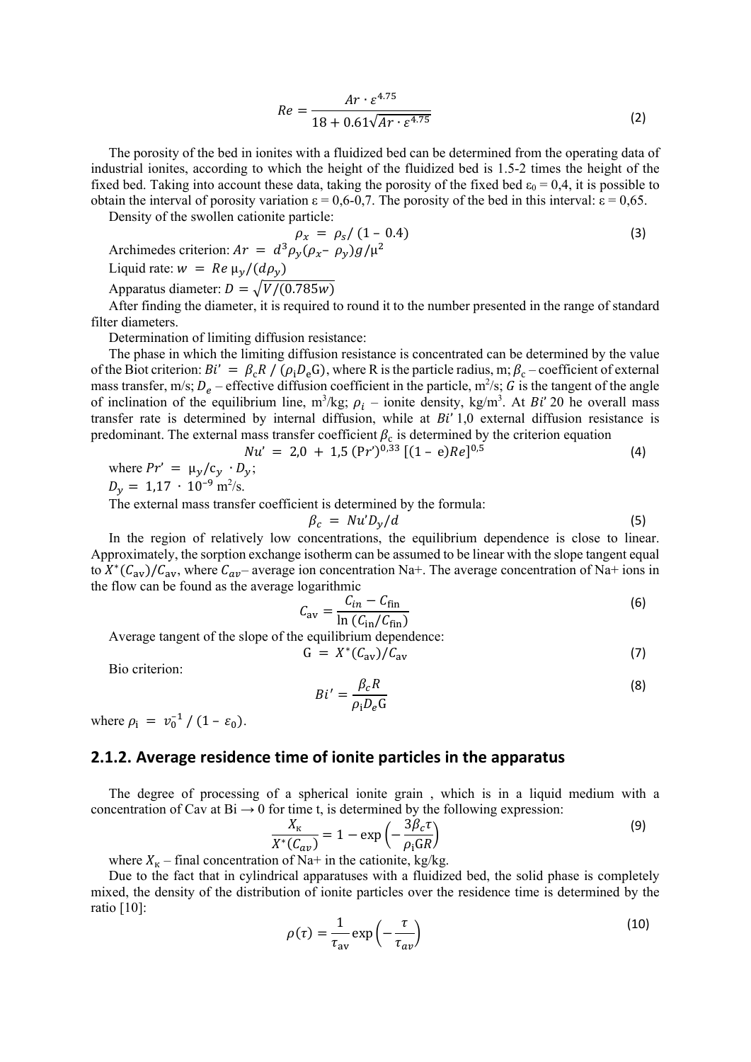$$Re = \frac{Ar \cdot \varepsilon^{4.75}}{18 + 0.61\sqrt{Ar \cdot \varepsilon^{4.75}}} \tag{2}$$

The porosity of the bed in ionites with a fluidized bed can be determined from the operating data of industrial ionites, according to which the height of the fluidized bed is 1.5-2 times the height of the fixed bed. Taking into account these data, taking the porosity of the fixed bed $\varepsilon_0$ = 0,4, it is possible to obtain the interval of porosity variation $\varepsilon$ = 0,6-0,7. The porosity of the bed in this interval: $\varepsilon$ = 0,65.

Density of the swollen cationite particle:

$$\rho_x = \rho_s / (1 - 0.4) \tag{3}$$

Archimedes criterion: $Ar = d^3 \rho_y (\rho_x - \rho_y) g / \mu^2$

Liquid rate: $w = Re\, \mu_y / (d \rho_y)$

Apparatus diameter: $D = \sqrt{V/(0.785w)}$

After finding the diameter, it is required to round it to the number presented in the range of standard filter diameters.

Determination of limiting diffusion resistance:

The phase in which the limiting diffusion resistance is concentrated can be determined by the value of the Biot criterion: $Bi' = \beta_c R / (\rho_i D_e G)$, where R is the particle radius, m; $\beta_c$ – coefficient of external mass transfer, m/s; $D_e$ – effective diffusion coefficient in the particle, m²/s; $G$ is the tangent of the angle of inclination of the equilibrium line, m³/kg; $\rho_i$ – ionite density, kg/m³. At $Bi'$ 20 he overall mass transfer rate is determined by internal diffusion, while at $Bi'$ 1,0 external diffusion resistance is predominant. The external mass transfer coefficient $\beta_c$ is determined by the criterion equation

$$Nu' = 2{,}0 + 1{,}5\, (Pr')^{0{,}33}\, [(1 - e)Re]^{0{,}5} \tag{4}$$

where $Pr' = \mu_y / c_y \cdot D_y$;

$D_y = 1{,}17 \cdot 10^{-9}$ m²/s.

The external mass transfer coefficient is determined by the formula:

$$\beta_c = Nu' D_y / d \tag{5}$$

In the region of relatively low concentrations, the equilibrium dependence is close to linear. Approximately, the sorption exchange isotherm can be assumed to be linear with the slope tangent equal to $X^*(C_{av})/C_{av}$, where $C_{av}$ – average ion concentration Na+. The average concentration of Na+ ions in the flow can be found as the average logarithmic

$$C_{av} = \frac{C_{in} - C_{fin}}{\ln (C_{in}/C_{fin})} \tag{6}$$

Average tangent of the slope of the equilibrium dependence:

$$G = X^*(C_{av})/C_{av} \tag{7}$$

Bio criterion:

$$Bi' = \frac{\beta_c R}{\rho_i D_e G} \tag{8}$$

where $\rho_i = v_0^{-1} / (1 - \varepsilon_0)$.

## 2.1.2. Average residence time of ionite particles in the apparatus

The degree of processing of a spherical ionite grain , which is in a liquid medium with a concentration of Cav at Bi → 0 for time t, is determined by the following expression:

$$\frac{X_к}{X^*(C_{av})} = 1 - \exp\left(-\frac{3\beta_c \tau}{\rho_i G R}\right) \tag{9}$$

where $X_к$ – final concentration of Na+ in the cationite, kg/kg.

Due to the fact that in cylindrical apparatuses with a fluidized bed, the solid phase is completely mixed, the density of the distribution of ionite particles over the residence time is determined by the ratio [10]:

$$\rho(\tau) = \frac{1}{\tau_{av}} \exp\left(-\frac{\tau}{\tau_{av}}\right) \tag{10}$$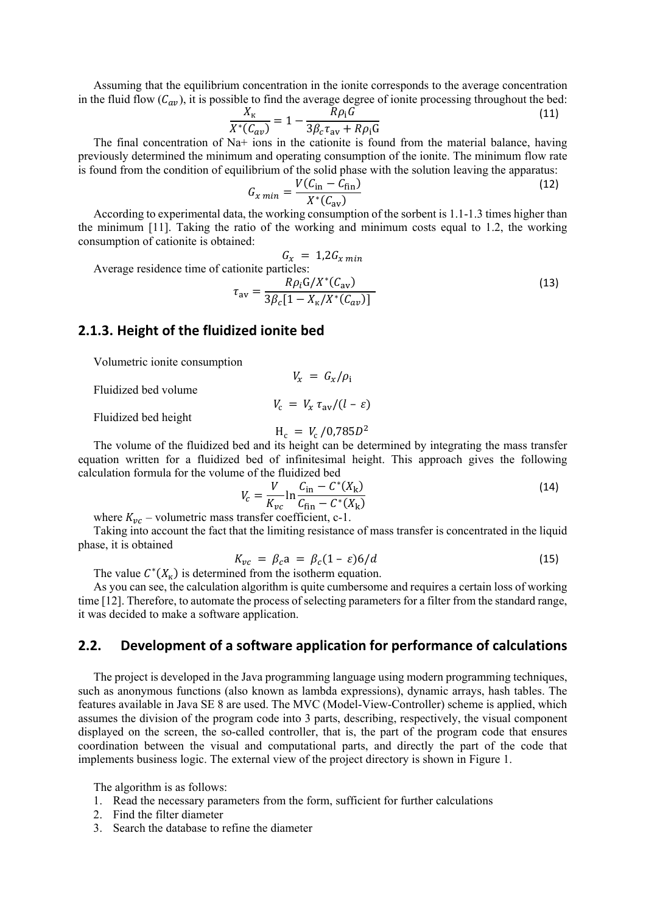Assuming that the equilibrium concentration in the ionite corresponds to the average concentration in the fluid flow ($C_{av}$), it is possible to find the average degree of ionite processing throughout the bed:

$$\frac{X_{\text{к}}}{X^*(C_{av})} = 1 - \frac{R\rho_i G}{3\beta_c \tau_{\text{av}} + R\rho_i \text{G}} \tag{11}$$

The final concentration of Na+ ions in the cationite is found from the material balance, having previously determined the minimum and operating consumption of the ionite. The minimum flow rate is found from the condition of equilibrium of the solid phase with the solution leaving the apparatus:

$$G_{x\,min} = \frac{V(C_{\text{in}} - C_{\text{fin}})}{X^*(C_{\text{av}})} \tag{12}$$

According to experimental data, the working consumption of the sorbent is 1.1-1.3 times higher than the minimum [11]. Taking the ratio of the working and minimum costs equal to 1.2, the working consumption of cationite is obtained:

$$G_x = 1{,}2 G_{x\,min}$$

Average residence time of cationite particles:

$$\tau_{\text{av}} = \frac{R\rho_i \text{G}/X^*(C_{\text{av}})}{3\beta_c[1 - X_{\text{к}}/X^*(C_{av})]} \tag{13}$$

## 2.1.3. Height of the fluidized ionite bed

Volumetric ionite consumption

$$V_x = G_x/\rho_{\text{i}}$$

Fluidized bed volume

$$V_{\text{c}} = V_x\, \tau_{\text{av}}/(l - \varepsilon)$$

Fluidized bed height

$$\text{H}_{\text{c}} = V_{\text{c}}/0{,}785D^2$$

The volume of the fluidized bed and its height can be determined by integrating the mass transfer equation written for a fluidized bed of infinitesimal height. This approach gives the following calculation formula for the volume of the fluidized bed

$$V_c = \frac{V}{K_{vc}} \ln \frac{C_{\text{in}} - C^*(X_{\text{k}})}{C_{\text{fin}} - C^*(X_{\text{k}})} \tag{14}$$

where $K_{vc}$ – volumetric mass transfer coefficient, c-1.

Taking into account the fact that the limiting resistance of mass transfer is concentrated in the liquid phase, it is obtained

$$K_{vc} = \beta_c \text{a} = \beta_c(1 - \varepsilon)6/d \tag{15}$$

The value $C^*(X_{\text{к}})$ is determined from the isotherm equation.

As you can see, the calculation algorithm is quite cumbersome and requires a certain loss of working time [12]. Therefore, to automate the process of selecting parameters for a filter from the standard range, it was decided to make a software application.

## 2.2. Development of a software application for performance of calculations

The project is developed in the Java programming language using modern programming techniques, such as anonymous functions (also known as lambda expressions), dynamic arrays, hash tables. The features available in Java SE 8 are used. The MVC (Model-View-Controller) scheme is applied, which assumes the division of the program code into 3 parts, describing, respectively, the visual component displayed on the screen, the so-called controller, that is, the part of the program code that ensures coordination between the visual and computational parts, and directly the part of the code that implements business logic. The external view of the project directory is shown in Figure 1.

The algorithm is as follows:

1. Read the necessary parameters from the form, sufficient for further calculations
2. Find the filter diameter
3. Search the database to refine the diameter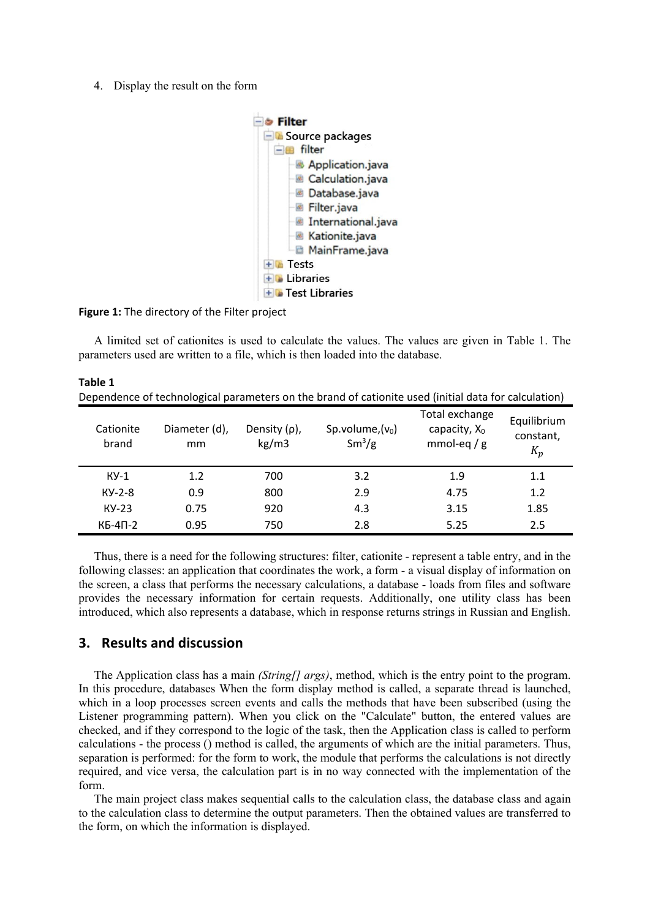4. Display the result on the form

```
Filter
  Source packages
    filter
      Application.java
      Calculation.java
      Database.java
      Filter.java
      International.java
      Kationite.java
      MainFrame.java
  Tests
  Libraries
  Test Libraries
```

**Figure 1:** The directory of the Filter project

A limited set of cationites is used to calculate the values. The values are given in Table 1. The parameters used are written to a file, which is then loaded into the database.

**Table 1**
Dependence of technological parameters on the brand of cationite used (initial data for calculation)

| Cationite brand | Diameter (d), mm | Density (ρ), kg/m3 | Sp.volume,($v_0$) $Sm^3$/g | Total exchange capacity, $X_0$ mmol-eq / g | Equilibrium constant, $K_p$ |
|---|---|---|---|---|---|
| КУ-1 | 1.2 | 700 | 3.2 | 1.9 | 1.1 |
| КУ-2-8 | 0.9 | 800 | 2.9 | 4.75 | 1.2 |
| КУ-23 | 0.75 | 920 | 4.3 | 3.15 | 1.85 |
| КБ-4П-2 | 0.95 | 750 | 2.8 | 5.25 | 2.5 |

Thus, there is a need for the following structures: filter, cationite - represent a table entry, and in the following classes: an application that coordinates the work, a form - a visual display of information on the screen, a class that performs the necessary calculations, a database - loads from files and software provides the necessary information for certain requests. Additionally, one utility class has been introduced, which also represents a database, which in response returns strings in Russian and English.

## 3. Results and discussion

The Application class has a main *(String[] args)*, method, which is the entry point to the program. In this procedure, databases When the form display method is called, a separate thread is launched, which in a loop processes screen events and calls the methods that have been subscribed (using the Listener programming pattern). When you click on the "Calculate" button, the entered values are checked, and if they correspond to the logic of the task, then the Application class is called to perform calculations - the process () method is called, the arguments of which are the initial parameters. Thus, separation is performed: for the form to work, the module that performs the calculations is not directly required, and vice versa, the calculation part is in no way connected with the implementation of the form.

The main project class makes sequential calls to the calculation class, the database class and again to the calculation class to determine the output parameters. Then the obtained values are transferred to the form, on which the information is displayed.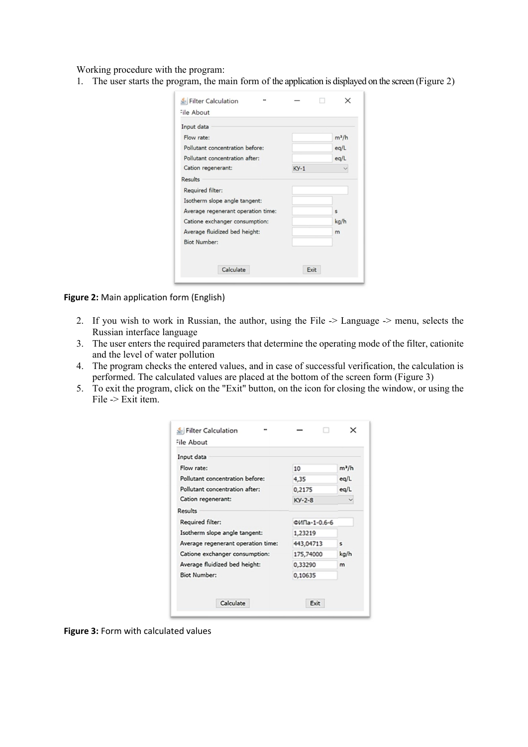Working procedure with the program:

1. The user starts the program, the main form of the application is displayed on the screen (Figure 2)

**Figure 2:** Main application form (English)

2. If you wish to work in Russian, the author, using the File -> Language -> menu, selects the Russian interface language
3. The user enters the required parameters that determine the operating mode of the filter, cationite and the level of water pollution
4. The program checks the entered values, and in case of successful verification, the calculation is performed. The calculated values are placed at the bottom of the screen form (Figure 3)
5. To exit the program, click on the "Exit" button, on the icon for closing the window, or using the File -> Exit item.

**Figure 3:** Form with calculated values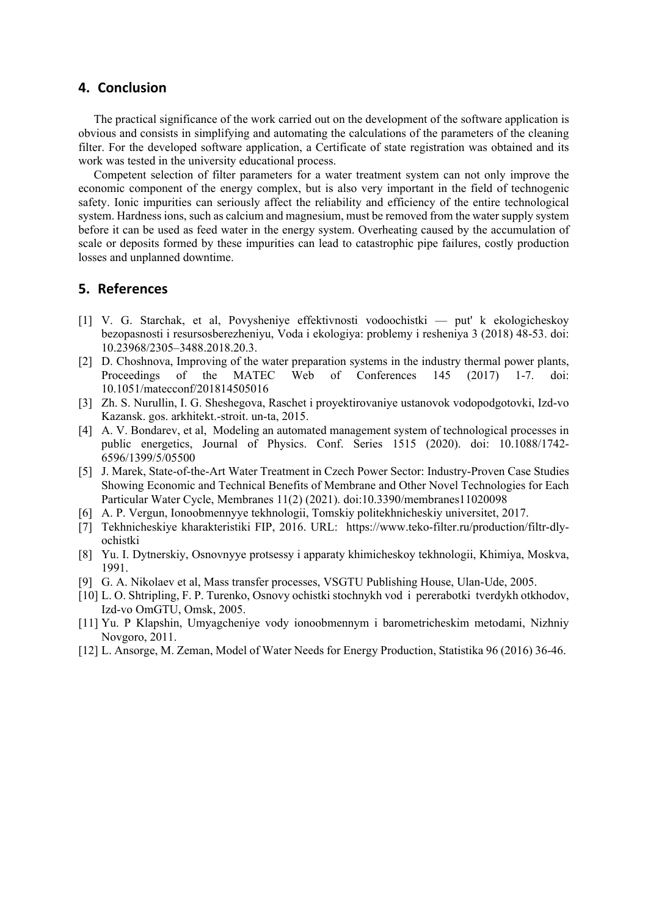## 4. Conclusion

The practical significance of the work carried out on the development of the software application is obvious and consists in simplifying and automating the calculations of the parameters of the cleaning filter. For the developed software application, a Certificate of state registration was obtained and its work was tested in the university educational process.

Competent selection of filter parameters for a water treatment system can not only improve the economic component of the energy complex, but is also very important in the field of technogenic safety. Ionic impurities can seriously affect the reliability and efficiency of the entire technological system. Hardness ions, such as calcium and magnesium, must be removed from the water supply system before it can be used as feed water in the energy system. Overheating caused by the accumulation of scale or deposits formed by these impurities can lead to catastrophic pipe failures, costly production losses and unplanned downtime.

## 5. References

[1] V. G. Starchak, et al, Povysheniye effektivnosti vodoochistki — put' k ekologicheskoy bezopasnosti i resursosberezheniyu, Voda i ekologiya: problemy i resheniya 3 (2018) 48-53. doi: 10.23968/2305–3488.2018.20.3.

[2] D. Choshnova, Improving of the water preparation systems in the industry thermal power plants, Proceedings of the MATEC Web of Conferences 145 (2017) 1-7. doi: 10.1051/matecconf/201814505016

[3] Zh. S. Nurullin, I. G. Sheshegova, Raschet i proyektirovaniye ustanovok vodopodgotovki, Izd-vo Kazansk. gos. arkhitekt.-stroit. un-ta, 2015.

[4] A. V. Bondarev, et al, Modeling an automated management system of technological processes in public energetics, Journal of Physics. Conf. Series 1515 (2020). doi: 10.1088/1742-6596/1399/5/05500

[5] J. Marek, State-of-the-Art Water Treatment in Czech Power Sector: Industry-Proven Case Studies Showing Economic and Technical Benefits of Membrane and Other Novel Technologies for Each Particular Water Cycle, Membranes 11(2) (2021). doi:10.3390/membranes11020098

[6] A. P. Vergun, Ionoobmennyye tekhnologii, Tomskiy politekhnicheskiy universitet, 2017.

[7] Tekhnicheskiye kharakteristiki FIP, 2016. URL: https://www.teko-filter.ru/production/filtr-dly-ochistki

[8] Yu. I. Dytnerskiy, Osnovnyye protsessy i apparaty khimicheskoy tekhnologii, Khimiya, Moskva, 1991.

[9] G. A. Nikolaev et al, Mass transfer processes, VSGTU Publishing House, Ulan-Ude, 2005.

[10] L. O. Shtripling, F. P. Turenko, Osnovy ochistki stochnykh vod i pererabotki tverdykh otkhodov, Izd-vo OmGTU, Omsk, 2005.

[11] Yu. P Klapshin, Umyagcheniye vody ionoobmennym i barometricheskim metodami, Nizhniy Novgoro, 2011.

[12] L. Ansorge, M. Zeman, Model of Water Needs for Energy Production, Statistika 96 (2016) 36-46.